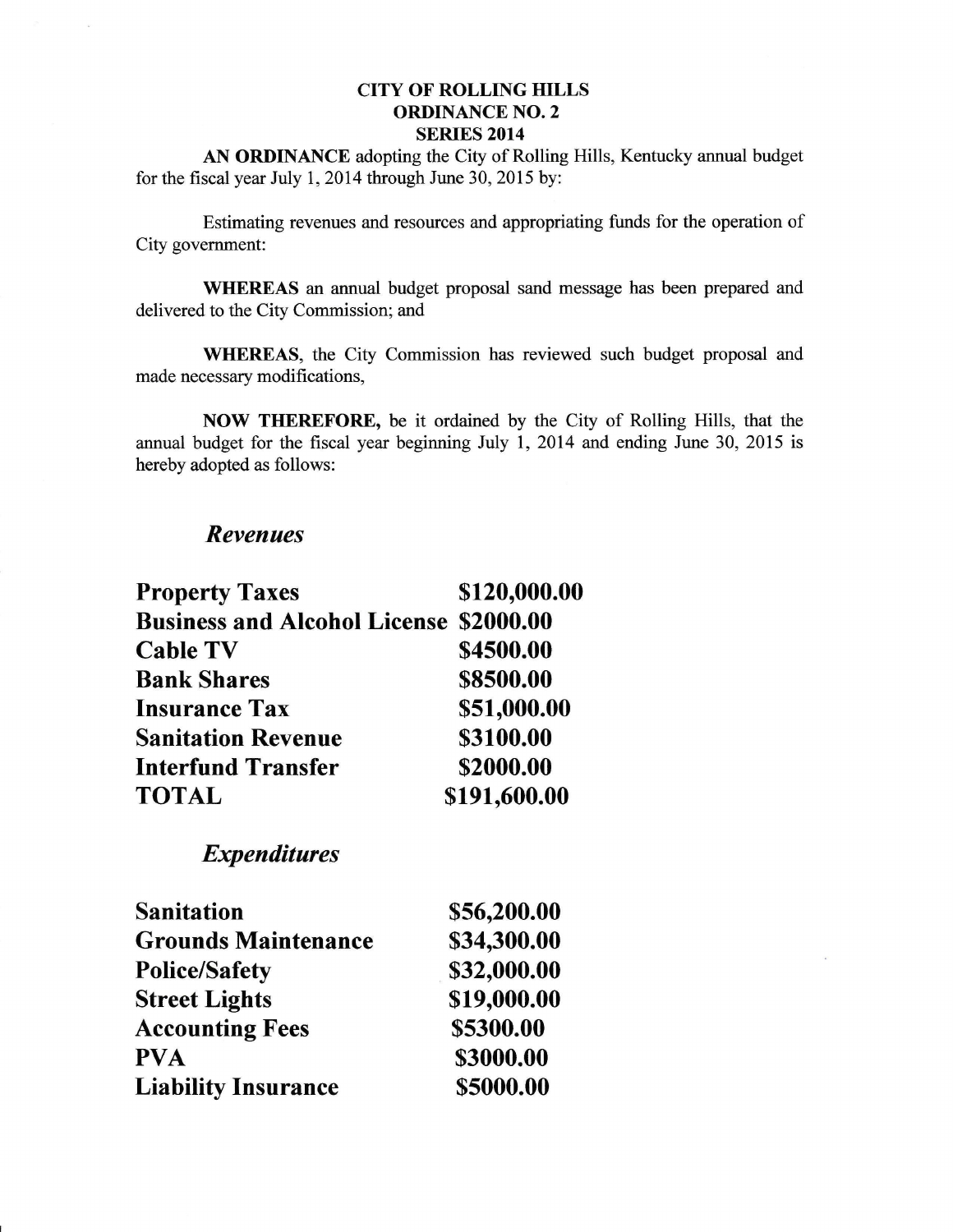**CITY OF ROLLING HILLS**
**ORDINANCE NO. 2**
**SERIES 2014**

**AN ORDINANCE** adopting the City of Rolling Hills, Kentucky annual budget for the fiscal year July 1, 2014 through June 30, 2015 by:

Estimating revenues and resources and appropriating funds for the operation of City government:

**WHEREAS** an annual budget proposal sand message has been prepared and delivered to the City Commission; and

**WHEREAS**, the City Commission has reviewed such budget proposal and made necessary modifications,

**NOW THEREFORE,** be it ordained by the City of Rolling Hills, that the annual budget for the fiscal year beginning July 1, 2014 and ending June 30, 2015 is hereby adopted as follows:

## *Revenues*

| | |
|---|---|
| **Property Taxes** | **\$120,000.00** |
| **Business and Alcohol License** | **\$2000.00** |
| **Cable TV** | **\$4500.00** |
| **Bank Shares** | **\$8500.00** |
| **Insurance Tax** | **\$51,000.00** |
| **Sanitation Revenue** | **\$3100.00** |
| **Interfund Transfer** | **\$2000.00** |
| **TOTAL** | **\$191,600.00** |

## *Expenditures*

| | |
|---|---|
| **Sanitation** | **\$56,200.00** |
| **Grounds Maintenance** | **\$34,300.00** |
| **Police/Safety** | **\$32,000.00** |
| **Street Lights** | **\$19,000.00** |
| **Accounting Fees** | **\$5300.00** |
| **PVA** | **\$3000.00** |
| **Liability Insurance** | **\$5000.00** |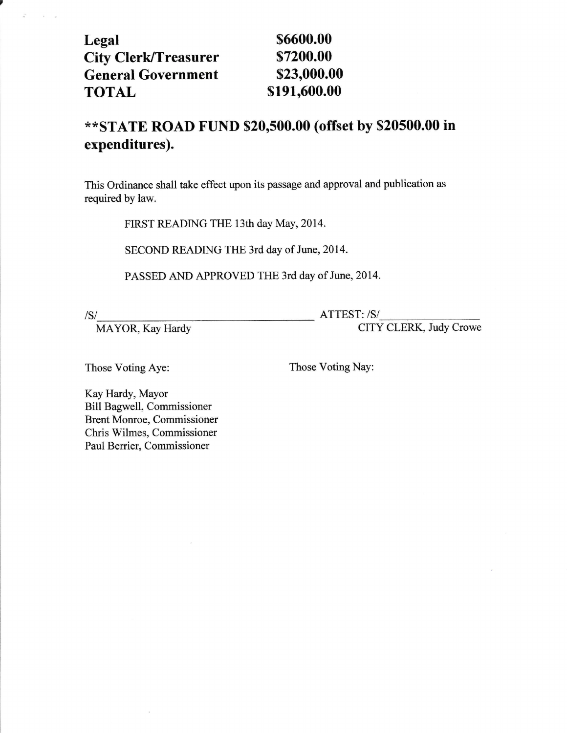| | |
|---|---|
| **Legal** | **$6600.00** |
| **City Clerk/Treasurer** | **$7200.00** |
| **General Government** | **$23,000.00** |
| **TOTAL** | **$191,600.00** |

## **STATE ROAD FUND $20,500.00 (offset by $20500.00 in expenditures).

This Ordinance shall take effect upon its passage and approval and publication as required by law.

FIRST READING THE 13th day May, 2014.

SECOND READING THE 3rd day of June, 2014.

PASSED AND APPROVED THE 3rd day of June, 2014.

/S/______________________________ ATTEST: /S/________________

MAYOR, Kay Hardy CITY CLERK, Judy Crowe

Those Voting Aye:

Kay Hardy, Mayor
Bill Bagwell, Commissioner
Brent Monroe, Commissioner
Chris Wilmes, Commissioner
Paul Berrier, Commissioner

Those Voting Nay: